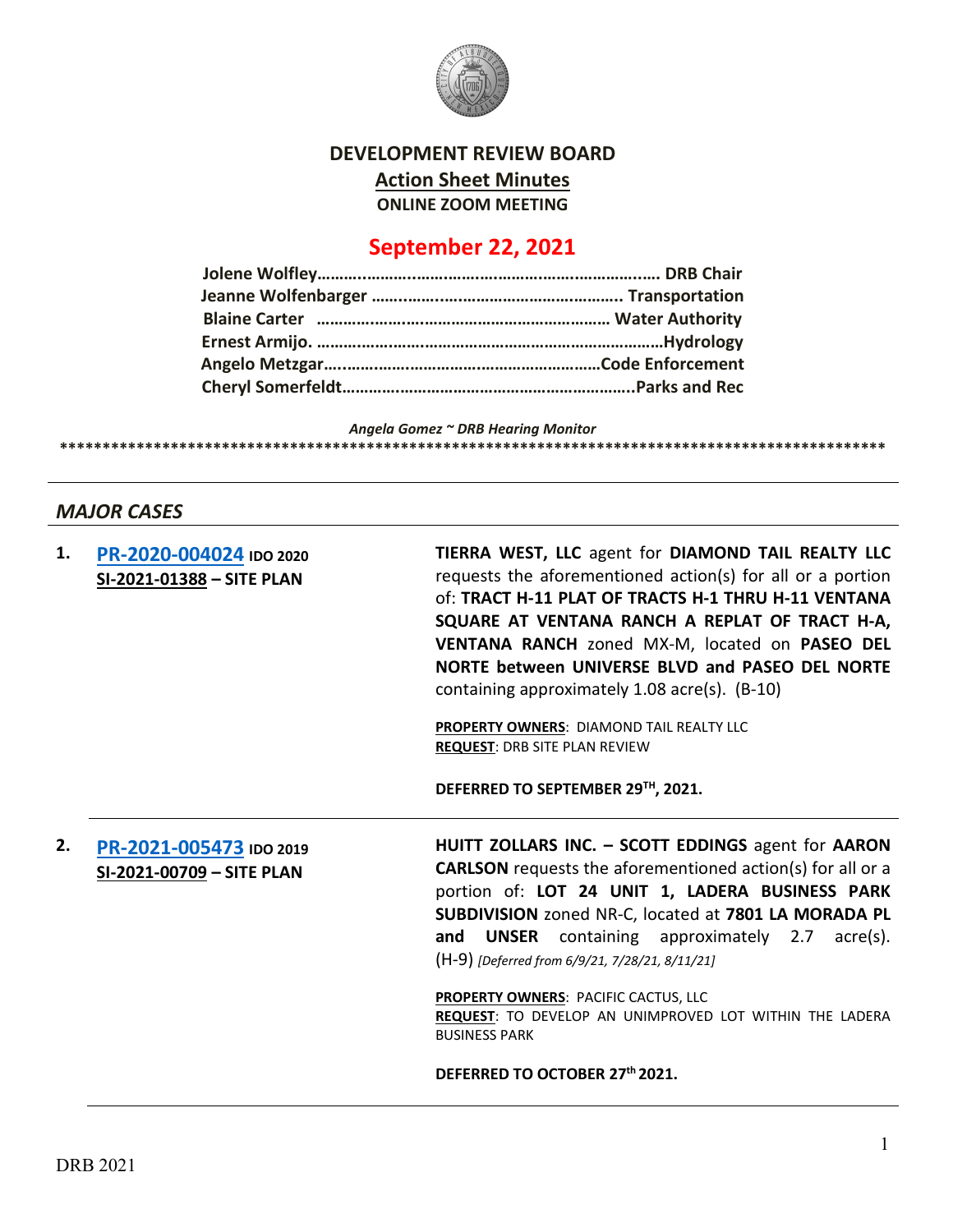# DEVELOPMENT REVIEW BOARD

## Action Sheet Minutes

**ONLINE ZOOM MEETING**

## September 22, 2021

**Jolene Wolfley……………………………………………………………. DRB Chair**
**Jeanne Wolfenbarger ………………………………………………….. Transportation**
**Blaine Carter ……………………………………………………… Water Authority**
**Ernest Armijo. ……………………………………………………………………Hydrology**
**Angelo Metzgar…………………………………………………………Code Enforcement**
**Cheryl Somerfeldt………………………………………………………..Parks and Rec**

***Angela Gomez ~ DRB Hearing Monitor***

****************************************************************************************************

### *MAJOR CASES*

**1.** **PR-2020-004024** **IDO 2020**
**SI-2021-01388 – SITE PLAN**

**TIERRA WEST, LLC** agent for **DIAMOND TAIL REALTY LLC** requests the aforementioned action(s) for all or a portion of: **TRACT H-11 PLAT OF TRACTS H-1 THRU H-11 VENTANA SQUARE AT VENTANA RANCH A REPLAT OF TRACT H-A, VENTANA RANCH** zoned MX-M, located on **PASEO DEL NORTE between UNIVERSE BLVD and PASEO DEL NORTE** containing approximately 1.08 acre(s). (B-10)

**PROPERTY OWNERS**: DIAMOND TAIL REALTY LLC
**REQUEST**: DRB SITE PLAN REVIEW

**DEFERRED TO SEPTEMBER 29TH, 2021.**

**2.** **PR-2021-005473** **IDO 2019**
**SI-2021-00709 – SITE PLAN**

**HUITT ZOLLARS INC. – SCOTT EDDINGS** agent for **AARON CARLSON** requests the aforementioned action(s) for all or a portion of: **LOT 24 UNIT 1, LADERA BUSINESS PARK SUBDIVISION** zoned NR-C, located at **7801 LA MORADA PL and UNSER** containing approximately 2.7 acre(s). (H-9) *[Deferred from 6/9/21, 7/28/21, 8/11/21]*

**PROPERTY OWNERS**: PACIFIC CACTUS, LLC
**REQUEST**: TO DEVELOP AN UNIMPROVED LOT WITHIN THE LADERA BUSINESS PARK

**DEFERRED TO OCTOBER 27th 2021.**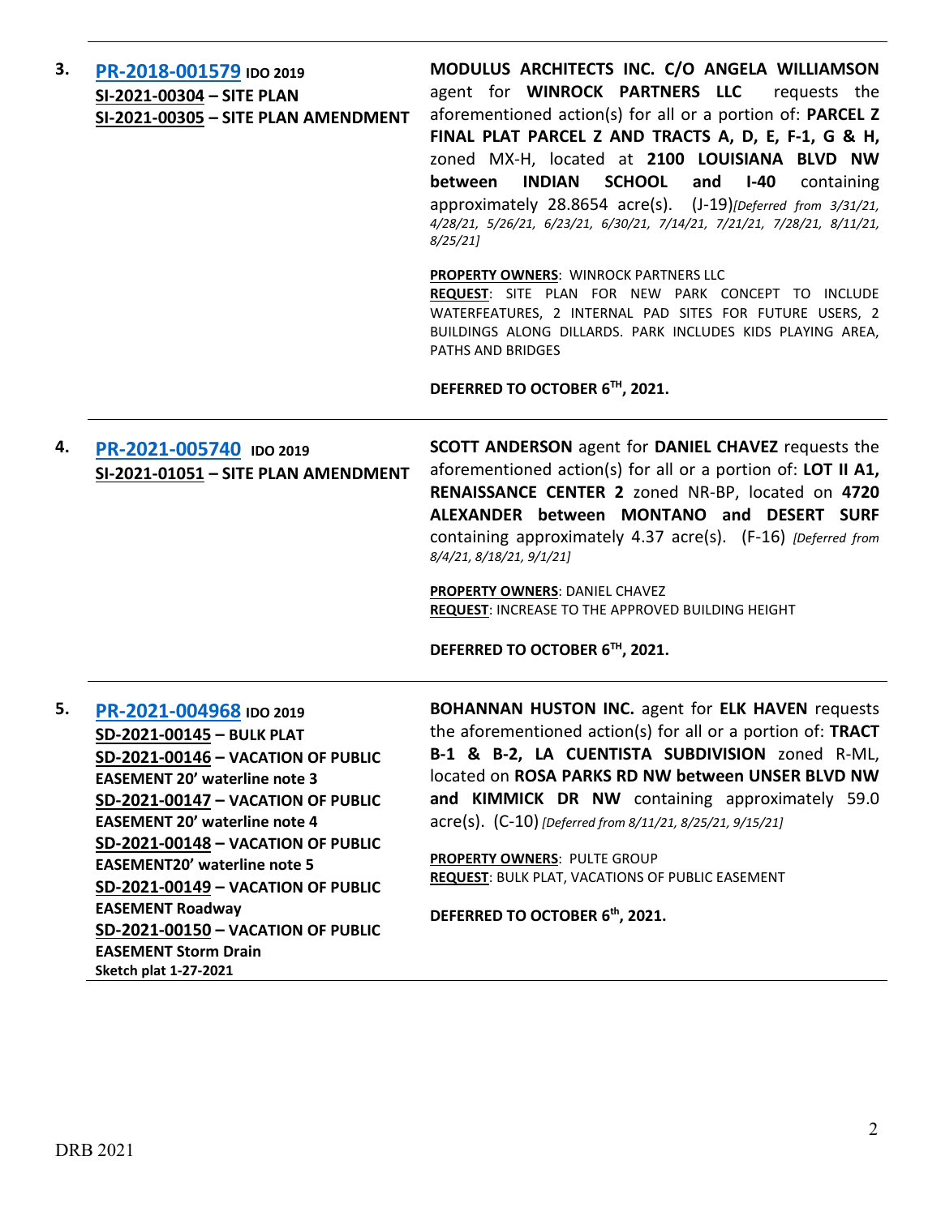**3.** **[PR-2018-001579](#) IDO 2019**
**SI-2021-00304 – SITE PLAN**
**SI-2021-00305 – SITE PLAN AMENDMENT**

**MODULUS ARCHITECTS INC. C/O ANGELA WILLIAMSON** agent for **WINROCK PARTNERS LLC** requests the aforementioned action(s) for all or a portion of: **PARCEL Z FINAL PLAT PARCEL Z AND TRACTS A, D, E, F-1, G & H,** zoned MX-H, located at **2100 LOUISIANA BLVD NW between INDIAN SCHOOL and I-40** containing approximately 28.8654 acre(s). (J-19)*[Deferred from 3/31/21, 4/28/21, 5/26/21, 6/23/21, 6/30/21, 7/14/21, 7/21/21, 7/28/21, 8/11/21, 8/25/21]*

**PROPERTY OWNERS**: WINROCK PARTNERS LLC
**REQUEST**: SITE PLAN FOR NEW PARK CONCEPT TO INCLUDE WATERFEATURES, 2 INTERNAL PAD SITES FOR FUTURE USERS, 2 BUILDINGS ALONG DILLARDS. PARK INCLUDES KIDS PLAYING AREA, PATHS AND BRIDGES

**DEFERRED TO OCTOBER 6TH, 2021.**

---

**4.** **[PR-2021-005740](#) IDO 2019**
**SI-2021-01051 – SITE PLAN AMENDMENT**

**SCOTT ANDERSON** agent for **DANIEL CHAVEZ** requests the aforementioned action(s) for all or a portion of: **LOT II A1, RENAISSANCE CENTER 2** zoned NR-BP, located on **4720 ALEXANDER between MONTANO and DESERT SURF** containing approximately 4.37 acre(s). (F-16) *[Deferred from 8/4/21, 8/18/21, 9/1/21]*

**PROPERTY OWNERS**: DANIEL CHAVEZ
**REQUEST**: INCREASE TO THE APPROVED BUILDING HEIGHT

**DEFERRED TO OCTOBER 6TH, 2021.**

---

**5.** **[PR-2021-004968](#) IDO 2019**
**SD-2021-00145 – BULK PLAT**
**SD-2021-00146 – VACATION OF PUBLIC EASEMENT 20' waterline note 3**
**SD-2021-00147 – VACATION OF PUBLIC EASEMENT 20' waterline note 4**
**SD-2021-00148 – VACATION OF PUBLIC EASEMENT20' waterline note 5**
**SD-2021-00149 – VACATION OF PUBLIC EASEMENT Roadway**
**SD-2021-00150 – VACATION OF PUBLIC EASEMENT Storm Drain**
**Sketch plat 1-27-2021**

**BOHANNAN HUSTON INC.** agent for **ELK HAVEN** requests the aforementioned action(s) for all or a portion of: **TRACT B-1 & B-2, LA CUENTISTA SUBDIVISION** zoned R-ML, located on **ROSA PARKS RD NW between UNSER BLVD NW and KIMMICK DR NW** containing approximately 59.0 acre(s). (C-10) *[Deferred from 8/11/21, 8/25/21, 9/15/21]*

**PROPERTY OWNERS**: PULTE GROUP
**REQUEST**: BULK PLAT, VACATIONS OF PUBLIC EASEMENT

**DEFERRED TO OCTOBER 6th, 2021.**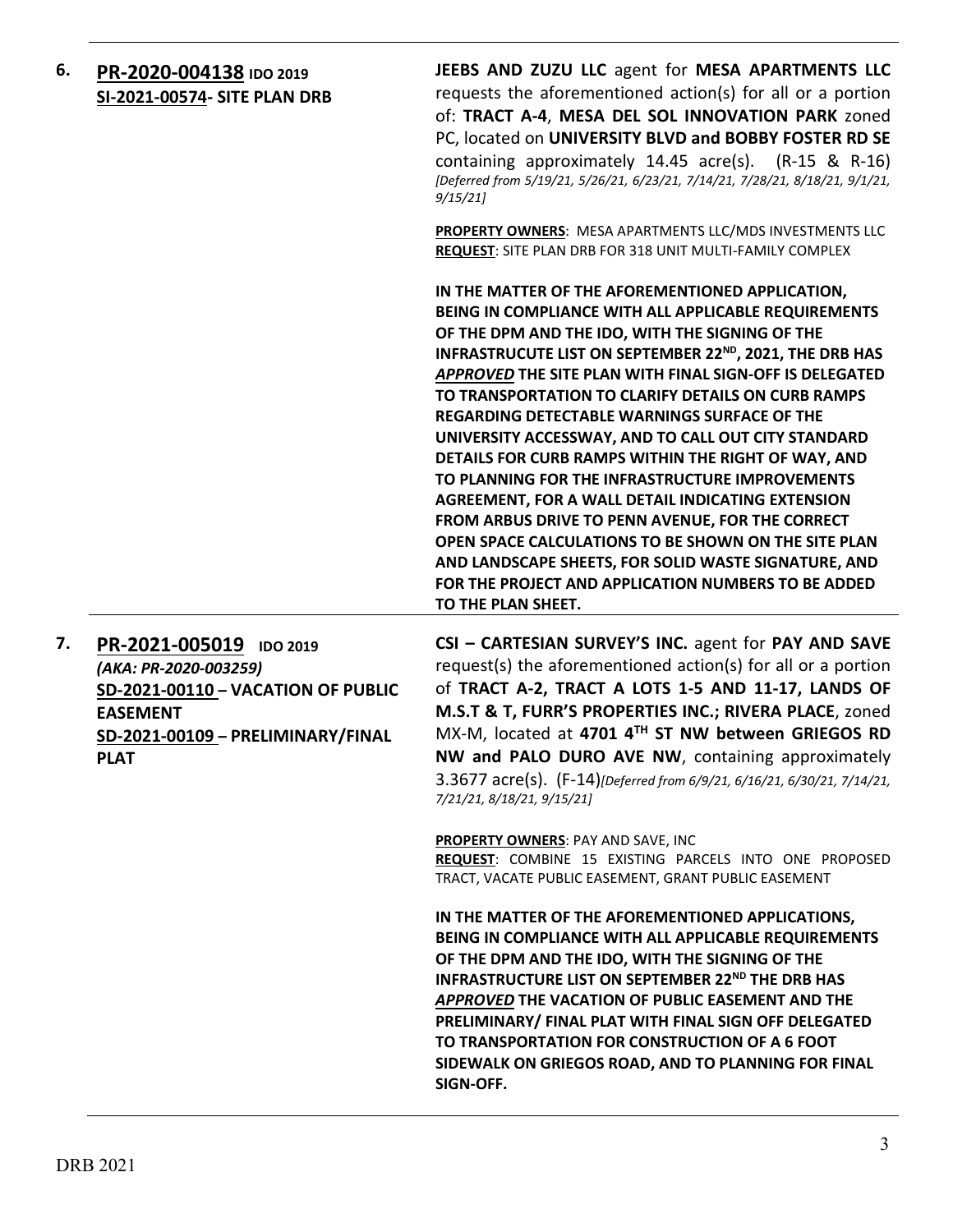**6. PR-2020-004138** **IDO 2019**
**SI-2021-00574- SITE PLAN DRB**

**JEEBS AND ZUZU LLC** agent for **MESA APARTMENTS LLC** requests the aforementioned action(s) for all or a portion of: **TRACT A-4**, **MESA DEL SOL INNOVATION PARK** zoned PC, located on **UNIVERSITY BLVD and BOBBY FOSTER RD SE** containing approximately 14.45 acre(s). (R-15 & R-16) *[Deferred from 5/19/21, 5/26/21, 6/23/21, 7/14/21, 7/28/21, 8/18/21, 9/1/21, 9/15/21]*

**PROPERTY OWNERS**: MESA APARTMENTS LLC/MDS INVESTMENTS LLC
**REQUEST**: SITE PLAN DRB FOR 318 UNIT MULTI-FAMILY COMPLEX

**IN THE MATTER OF THE AFOREMENTIONED APPLICATION, BEING IN COMPLIANCE WITH ALL APPLICABLE REQUIREMENTS OF THE DPM AND THE IDO, WITH THE SIGNING OF THE INFRASTRUCUTE LIST ON SEPTEMBER 22ND, 2021, THE DRB HAS *APPROVED* THE SITE PLAN WITH FINAL SIGN-OFF IS DELEGATED TO TRANSPORTATION TO CLARIFY DETAILS ON CURB RAMPS REGARDING DETECTABLE WARNINGS SURFACE OF THE UNIVERSITY ACCESSWAY, AND TO CALL OUT CITY STANDARD DETAILS FOR CURB RAMPS WITHIN THE RIGHT OF WAY, AND TO PLANNING FOR THE INFRASTRUCTURE IMPROVEMENTS AGREEMENT, FOR A WALL DETAIL INDICATING EXTENSION FROM ARBUS DRIVE TO PENN AVENUE, FOR THE CORRECT OPEN SPACE CALCULATIONS TO BE SHOWN ON THE SITE PLAN AND LANDSCAPE SHEETS, FOR SOLID WASTE SIGNATURE, AND FOR THE PROJECT AND APPLICATION NUMBERS TO BE ADDED TO THE PLAN SHEET.**

---

**7. PR-2021-005019** **IDO 2019**
*(AKA: PR-2020-003259)*
**SD-2021-00110 – VACATION OF PUBLIC EASEMENT**
**SD-2021-00109 – PRELIMINARY/FINAL PLAT**

**CSI – CARTESIAN SURVEY'S INC.** agent for **PAY AND SAVE** request(s) the aforementioned action(s) for all or a portion of **TRACT A-2, TRACT A LOTS 1-5 AND 11-17, LANDS OF M.S.T & T, FURR'S PROPERTIES INC.; RIVERA PLACE**, zoned MX-M, located at **4701 4TH ST NW between GRIEGOS RD NW and PALO DURO AVE NW**, containing approximately 3.3677 acre(s). (F-14)*[Deferred from 6/9/21, 6/16/21, 6/30/21, 7/14/21, 7/21/21, 8/18/21, 9/15/21]*

**PROPERTY OWNERS**: PAY AND SAVE, INC
**REQUEST**: COMBINE 15 EXISTING PARCELS INTO ONE PROPOSED TRACT, VACATE PUBLIC EASEMENT, GRANT PUBLIC EASEMENT

**IN THE MATTER OF THE AFOREMENTIONED APPLICATIONS, BEING IN COMPLIANCE WITH ALL APPLICABLE REQUIREMENTS OF THE DPM AND THE IDO, WITH THE SIGNING OF THE INFRASTRUCTURE LIST ON SEPTEMBER 22ND THE DRB HAS *APPROVED* THE VACATION OF PUBLIC EASEMENT AND THE PRELIMINARY/ FINAL PLAT WITH FINAL SIGN OFF DELEGATED TO TRANSPORTATION FOR CONSTRUCTION OF A 6 FOOT SIDEWALK ON GRIEGOS ROAD, AND TO PLANNING FOR FINAL SIGN-OFF.**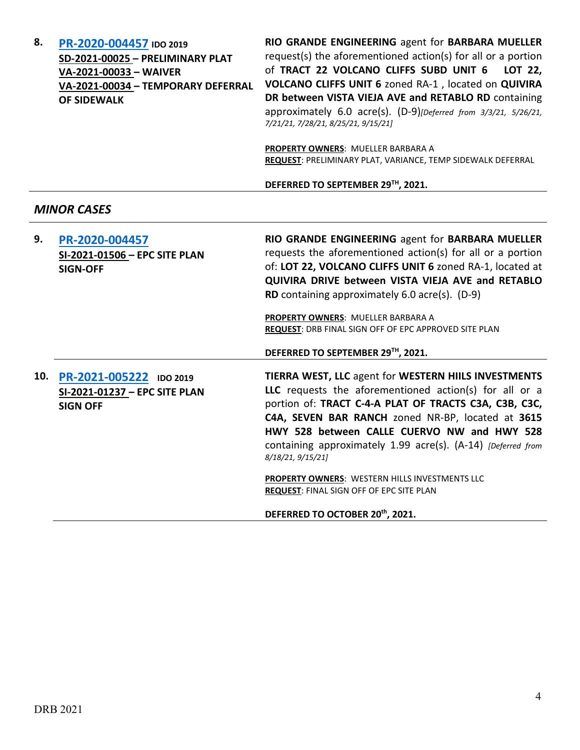**8. PR-2020-004457** **IDO 2019**
**SD-2021-00025 – PRELIMINARY PLAT**
**VA-2021-00033 – WAIVER**
**VA-2021-00034 – TEMPORARY DEFERRAL OF SIDEWALK**

**RIO GRANDE ENGINEERING** agent for **BARBARA MUELLER** request(s) the aforementioned action(s) for all or a portion of **TRACT 22 VOLCANO CLIFFS SUBD UNIT 6 LOT 22, VOLCANO CLIFFS UNIT 6** zoned RA-1 , located on **QUIVIRA DR between VISTA VIEJA AVE and RETABLO RD** containing approximately 6.0 acre(s). (D-9)*[Deferred from 3/3/21, 5/26/21, 7/21/21, 7/28/21, 8/25/21, 9/15/21]*

**PROPERTY OWNERS**: MUELLER BARBARA A
**REQUEST**: PRELIMINARY PLAT, VARIANCE, TEMP SIDEWALK DEFERRAL

**DEFERRED TO SEPTEMBER 29TH, 2021.**

---

## *MINOR CASES*

---

**9. PR-2020-004457**
**SI-2021-01506 – EPC SITE PLAN SIGN-OFF**

**RIO GRANDE ENGINEERING** agent for **BARBARA MUELLER** requests the aforementioned action(s) for all or a portion of: **LOT 22, VOLCANO CLIFFS UNIT 6** zoned RA-1, located at **QUIVIRA DRIVE between VISTA VIEJA AVE and RETABLO RD** containing approximately 6.0 acre(s). (D-9)

**PROPERTY OWNERS**: MUELLER BARBARA A
**REQUEST**: DRB FINAL SIGN OFF OF EPC APPROVED SITE PLAN

**DEFERRED TO SEPTEMBER 29TH, 2021.**

---

**10. PR-2021-005222** **IDO 2019**
**SI-2021-01237 – EPC SITE PLAN SIGN OFF**

**TIERRA WEST, LLC** agent for **WESTERN HIILS INVESTMENTS LLC** requests the aforementioned action(s) for all or a portion of: **TRACT C-4-A PLAT OF TRACTS C3A, C3B, C3C, C4A, SEVEN BAR RANCH** zoned NR-BP, located at **3615 HWY 528 between CALLE CUERVO NW and HWY 528** containing approximately 1.99 acre(s). (A-14) *[Deferred from 8/18/21, 9/15/21]*

**PROPERTY OWNERS**: WESTERN HILLS INVESTMENTS LLC
**REQUEST**: FINAL SIGN OFF OF EPC SITE PLAN

**DEFERRED TO OCTOBER 20th, 2021.**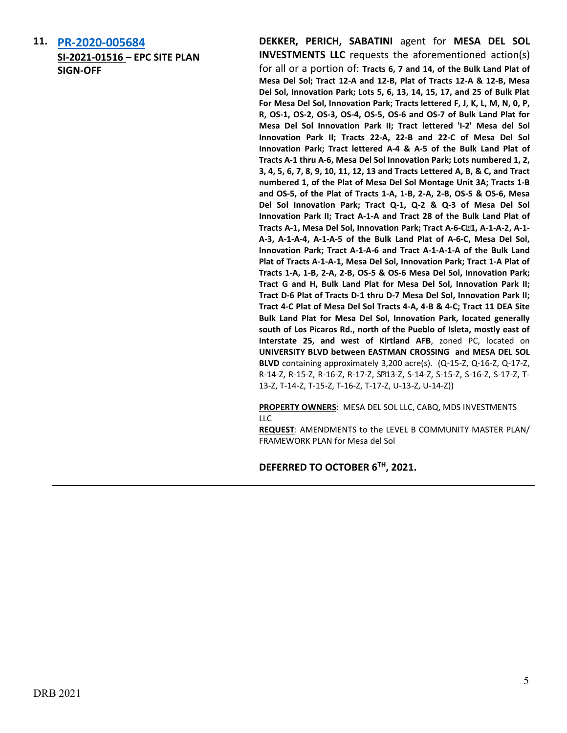**11. [PR-2020-005684](PR-2020-005684)**

**SI-2021-01516 – EPC SITE PLAN SIGN-OFF**

**DEKKER, PERICH, SABATINI** agent for **MESA DEL SOL INVESTMENTS LLC** requests the aforementioned action(s) for all or a portion of: **Tracts 6, 7 and 14, of the Bulk Land Plat of Mesa Del Sol; Tract 12-A and 12-B, Plat of Tracts 12-A & 12-B, Mesa Del Sol, Innovation Park; Lots 5, 6, 13, 14, 15, 17, and 25 of Bulk Plat For Mesa Del Sol, Innovation Park; Tracts lettered F, J, K, L, M, N, 0, P, R, OS-1, OS-2, OS-3, OS-4, OS-5, OS-6 and OS-7 of Bulk Land Plat for Mesa Del Sol Innovation Park II; Tract lettered 'I-2' Mesa del Sol Innovation Park II; Tracts 22-A, 22-B and 22-C of Mesa Del Sol Innovation Park; Tract lettered A-4 & A-5 of the Bulk Land Plat of Tracts A-1 thru A-6, Mesa Del Sol Innovation Park; Lots numbered 1, 2, 3, 4, 5, 6, 7, 8, 9, 10, 11, 12, 13 and Tracts Lettered A, B, & C, and Tract numbered 1, of the Plat of Mesa Del Sol Montage Unit 3A; Tracts 1-B and OS-5, of the Plat of Tracts 1-A, 1-B, 2-A, 2-B, OS-5 & OS-6, Mesa Del Sol Innovation Park; Tract Q-1, Q-2 & Q-3 of Mesa Del Sol Innovation Park II; Tract A-1-A and Tract 28 of the Bulk Land Plat of Tracts A-1, Mesa Del Sol, Innovation Park; Tract A-6-C�1, A-1-A-2, A-1-A-3, A-1-A-4, A-1-A-5 of the Bulk Land Plat of A-6-C, Mesa Del Sol, Innovation Park; Tract A-1-A-6 and Tract A-1-A-1-A of the Bulk Land Plat of Tracts A-1-A-1, Mesa Del Sol, Innovation Park; Tract 1-A Plat of Tracts 1-A, 1-B, 2-A, 2-B, OS-5 & OS-6 Mesa Del Sol, Innovation Park; Tract G and H, Bulk Land Plat for Mesa Del Sol, Innovation Park II; Tract D-6 Plat of Tracts D-1 thru D-7 Mesa Del Sol, Innovation Park II; Tract 4-C Plat of Mesa Del Sol Tracts 4-A, 4-B & 4-C; Tract 11 DEA Site Bulk Land Plat for Mesa Del Sol, Innovation Park, located generally south of Los Picaros Rd., north of the Pueblo of Isleta, mostly east of Interstate 25, and west of Kirtland AFB**, zoned PC, located on **UNIVERSITY BLVD between EASTMAN CROSSING and MESA DEL SOL BLVD** containing approximately 3,200 acre(s). (Q-15-Z, Q-16-Z, Q-17-Z, R-14-Z, R-15-Z, R-16-Z, R-17-Z, S�13-Z, S-14-Z, S-15-Z, S-16-Z, S-17-Z, T-13-Z, T-14-Z, T-15-Z, T-16-Z, T-17-Z, U-13-Z, U-14-Z))

**PROPERTY OWNERS**: MESA DEL SOL LLC, CABQ, MDS INVESTMENTS LLC

**REQUEST**: AMENDMENTS to the LEVEL B COMMUNITY MASTER PLAN/ FRAMEWORK PLAN for Mesa del Sol

**DEFERRED TO OCTOBER 6TH, 2021.**

---

DRB 2021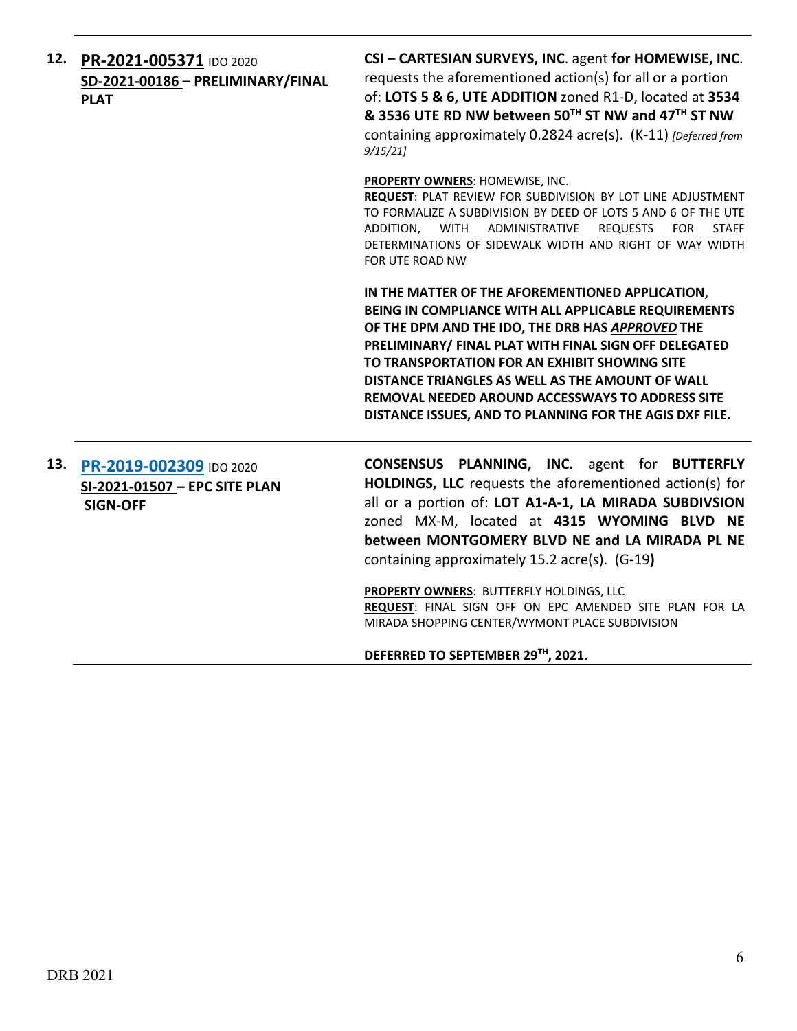| | |
|---|---|
| **12. PR-2021-005371** IDO 2020<br>**SD-2021-00186 – PRELIMINARY/FINAL PLAT** | **CSI – CARTESIAN SURVEYS, INC**. agent **for HOMEWISE, INC**. requests the aforementioned action(s) for all or a portion of: **LOTS 5 & 6, UTE ADDITION** zoned R1-D, located at **3534 & 3536 UTE RD NW between 50TH ST NW and 47TH ST NW** containing approximately 0.2824 acre(s). (K-11) *[Deferred from 9/15/21]*<br><br>**PROPERTY OWNERS**: HOMEWISE, INC.<br>**REQUEST**: PLAT REVIEW FOR SUBDIVISION BY LOT LINE ADJUSTMENT TO FORMALIZE A SUBDIVISION BY DEED OF LOTS 5 AND 6 OF THE UTE ADDITION, WITH ADMINISTRATIVE REQUESTS FOR STAFF DETERMINATIONS OF SIDEWALK WIDTH AND RIGHT OF WAY WIDTH FOR UTE ROAD NW<br><br>**IN THE MATTER OF THE AFOREMENTIONED APPLICATION, BEING IN COMPLIANCE WITH ALL APPLICABLE REQUIREMENTS OF THE DPM AND THE IDO, THE DRB HAS *APPROVED* THE PRELIMINARY/ FINAL PLAT WITH FINAL SIGN OFF DELEGATED TO TRANSPORTATION FOR AN EXHIBIT SHOWING SITE DISTANCE TRIANGLES AS WELL AS THE AMOUNT OF WALL REMOVAL NEEDED AROUND ACCESSWAYS TO ADDRESS SITE DISTANCE ISSUES, AND TO PLANNING FOR THE AGIS DXF FILE.** |
| **13. PR-2019-002309** IDO 2020<br>**SI-2021-01507 – EPC SITE PLAN SIGN-OFF** | **CONSENSUS PLANNING, INC.** agent for **BUTTERFLY HOLDINGS, LLC** requests the aforementioned action(s) for all or a portion of: **LOT A1-A-1, LA MIRADA SUBDIVSION** zoned MX-M, located at **4315 WYOMING BLVD NE between MONTGOMERY BLVD NE and LA MIRADA PL NE** containing approximately 15.2 acre(s). (G-19**)**<br><br>**PROPERTY OWNERS**: BUTTERFLY HOLDINGS, LLC<br>**REQUEST**: FINAL SIGN OFF ON EPC AMENDED SITE PLAN FOR LA MIRADA SHOPPING CENTER/WYMONT PLACE SUBDIVISION<br><br>**DEFERRED TO SEPTEMBER 29TH, 2021.** |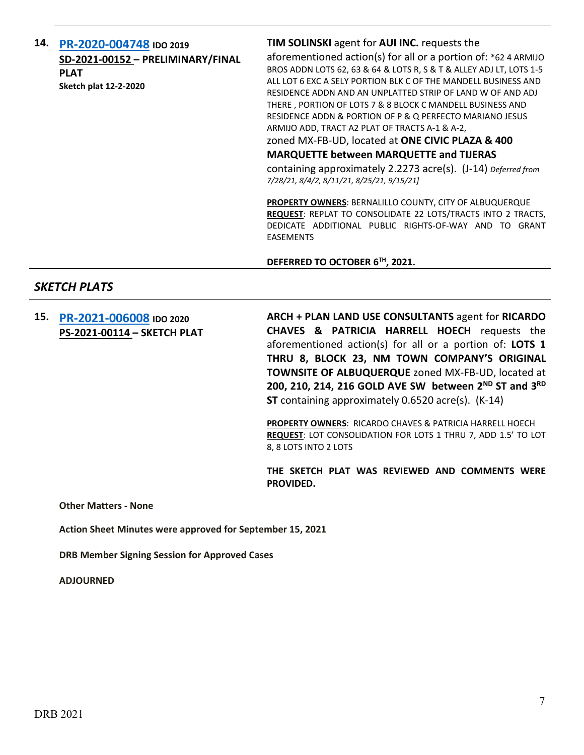**14. PR-2020-004748** IDO 2019
**SD-2021-00152 – PRELIMINARY/FINAL PLAT**
**Sketch plat 12-2-2020**

**TIM SOLINSKI** agent for **AUI INC.** requests the aforementioned action(s) for all or a portion of: *62 4 ARMIJO BROS ADDN LOTS 62, 63 & 64 & LOTS R, S & T & ALLEY ADJ LT, LOTS 1-5 ALL LOT 6 EXC A SELY PORTION BLK C OF THE MANDELL BUSINESS AND RESIDENCE ADDN AND AN UNPLATTED STRIP OF LAND W OF AND ADJ THERE , PORTION OF LOTS 7 & 8 BLOCK C MANDELL BUSINESS AND RESIDENCE ADDN & PORTION OF P & Q PERFECTO MARIANO JESUS ARMIJO ADD, TRACT A2 PLAT OF TRACTS A-1 & A-2, zoned MX-FB-UD, located at **ONE CIVIC PLAZA & 400 MARQUETTE between MARQUETTE and TIJERAS** containing approximately 2.2273 acre(s). (J-14) *Deferred from 7/28/21, 8/4/2, 8/11/21, 8/25/21, 9/15/21]*

**PROPERTY OWNERS**: BERNALILLO COUNTY, CITY OF ALBUQUERQUE
**REQUEST**: REPLAT TO CONSOLIDATE 22 LOTS/TRACTS INTO 2 TRACTS, DEDICATE ADDITIONAL PUBLIC RIGHTS-OF-WAY AND TO GRANT EASEMENTS

**DEFERRED TO OCTOBER 6TH, 2021.**

## *SKETCH PLATS*

**15. PR-2021-006008** IDO 2020
**PS-2021-00114 – SKETCH PLAT**

**ARCH + PLAN LAND USE CONSULTANTS** agent for **RICARDO CHAVES & PATRICIA HARRELL HOECH** requests the aforementioned action(s) for all or a portion of: **LOTS 1 THRU 8, BLOCK 23, NM TOWN COMPANY'S ORIGINAL TOWNSITE OF ALBUQUERQUE** zoned MX-FB-UD, located at **200, 210, 214, 216 GOLD AVE SW between 2ND ST and 3RD ST** containing approximately 0.6520 acre(s). (K-14)

**PROPERTY OWNERS**: RICARDO CHAVES & PATRICIA HARRELL HOECH
**REQUEST**: LOT CONSOLIDATION FOR LOTS 1 THRU 7, ADD 1.5' TO LOT 8, 8 LOTS INTO 2 LOTS

**THE SKETCH PLAT WAS REVIEWED AND COMMENTS WERE PROVIDED.**

**Other Matters - None**

**Action Sheet Minutes were approved for September 15, 2021**

**DRB Member Signing Session for Approved Cases**

**ADJOURNED**

DRB 2021